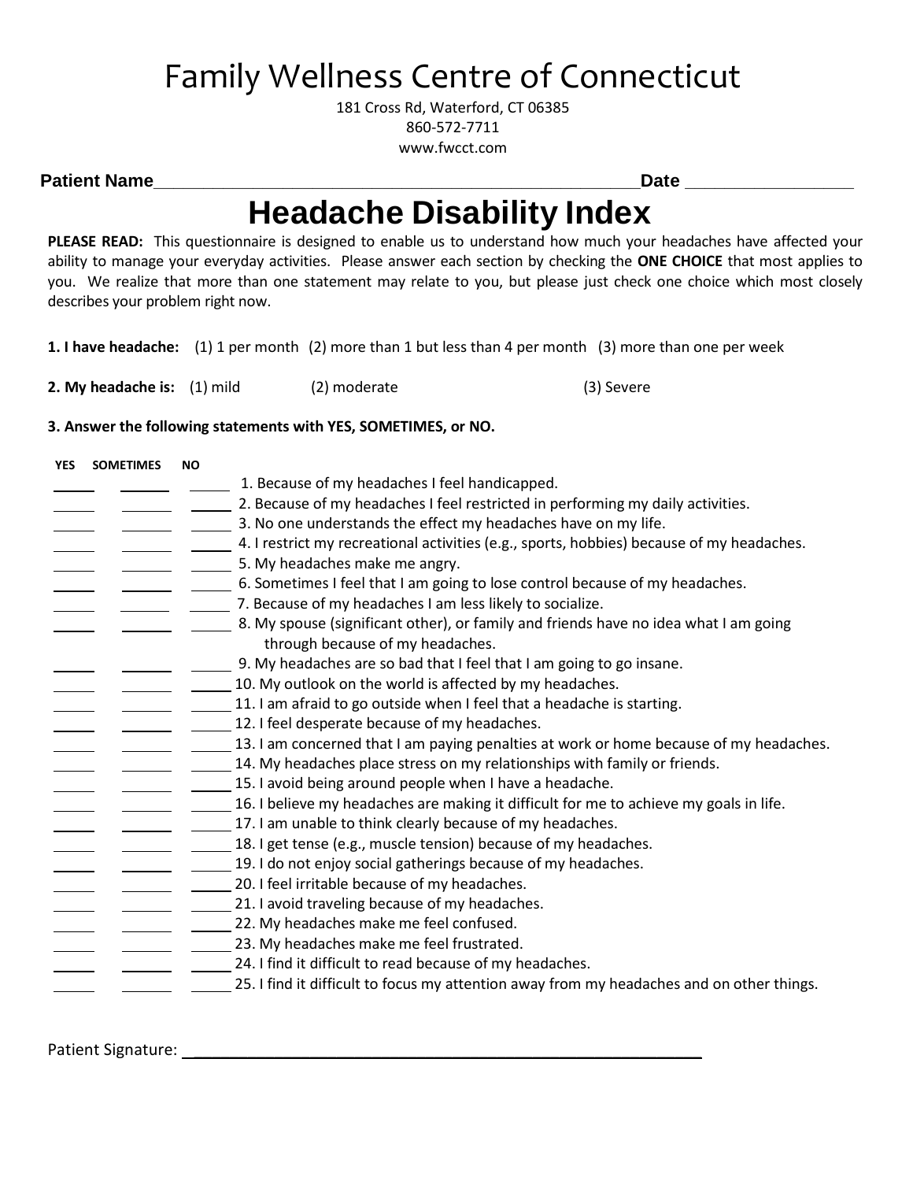# Family Wellness Centre of Connecticut

181 Cross Rd, Waterford, CT 06385
860-572-7711
www.fwcct.com

**Patient Name**______________________________________________**Date** ________________

## Headache Disability Index

**PLEASE READ:** This questionnaire is designed to enable us to understand how much your headaches have affected your ability to manage your everyday activities. Please answer each section by checking the **ONE CHOICE** that most applies to you. We realize that more than one statement may relate to you, but please just check one choice which most closely describes your problem right now.

**1. I have headache:** (1) 1 per month (2) more than 1 but less than 4 per month (3) more than one per week

**2. My headache is:** (1) mild (2) moderate (3) Severe

**3. Answer the following statements with YES, SOMETIMES, or NO.**

| YES | SOMETIMES | NO | |
|---|---|---|---|
| ____ | ____ | ____ | 1. Because of my headaches I feel handicapped. |
| ____ | ____ | ____ | 2. Because of my headaches I feel restricted in performing my daily activities. |
| ____ | ____ | ____ | 3. No one understands the effect my headaches have on my life. |
| ____ | ____ | ____ | 4. I restrict my recreational activities (e.g., sports, hobbies) because of my headaches. |
| ____ | ____ | ____ | 5. My headaches make me angry. |
| ____ | ____ | ____ | 6. Sometimes I feel that I am going to lose control because of my headaches. |
| ____ | ____ | ____ | 7. Because of my headaches I am less likely to socialize. |
| ____ | ____ | ____ | 8. My spouse (significant other), or family and friends have no idea what I am going through because of my headaches. |
| ____ | ____ | ____ | 9. My headaches are so bad that I feel that I am going to go insane. |
| ____ | ____ | ____ | 10. My outlook on the world is affected by my headaches. |
| ____ | ____ | ____ | 11. I am afraid to go outside when I feel that a headache is starting. |
| ____ | ____ | ____ | 12. I feel desperate because of my headaches. |
| ____ | ____ | ____ | 13. I am concerned that I am paying penalties at work or home because of my headaches. |
| ____ | ____ | ____ | 14. My headaches place stress on my relationships with family or friends. |
| ____ | ____ | ____ | 15. I avoid being around people when I have a headache. |
| ____ | ____ | ____ | 16. I believe my headaches are making it difficult for me to achieve my goals in life. |
| ____ | ____ | ____ | 17. I am unable to think clearly because of my headaches. |
| ____ | ____ | ____ | 18. I get tense (e.g., muscle tension) because of my headaches. |
| ____ | ____ | ____ | 19. I do not enjoy social gatherings because of my headaches. |
| ____ | ____ | ____ | 20. I feel irritable because of my headaches. |
| ____ | ____ | ____ | 21. I avoid traveling because of my headaches. |
| ____ | ____ | ____ | 22. My headaches make me feel confused. |
| ____ | ____ | ____ | 23. My headaches make me feel frustrated. |
| ____ | ____ | ____ | 24. I find it difficult to read because of my headaches. |
| ____ | ____ | ____ | 25. I find it difficult to focus my attention away from my headaches and on other things. |

Patient Signature: ____________________________________________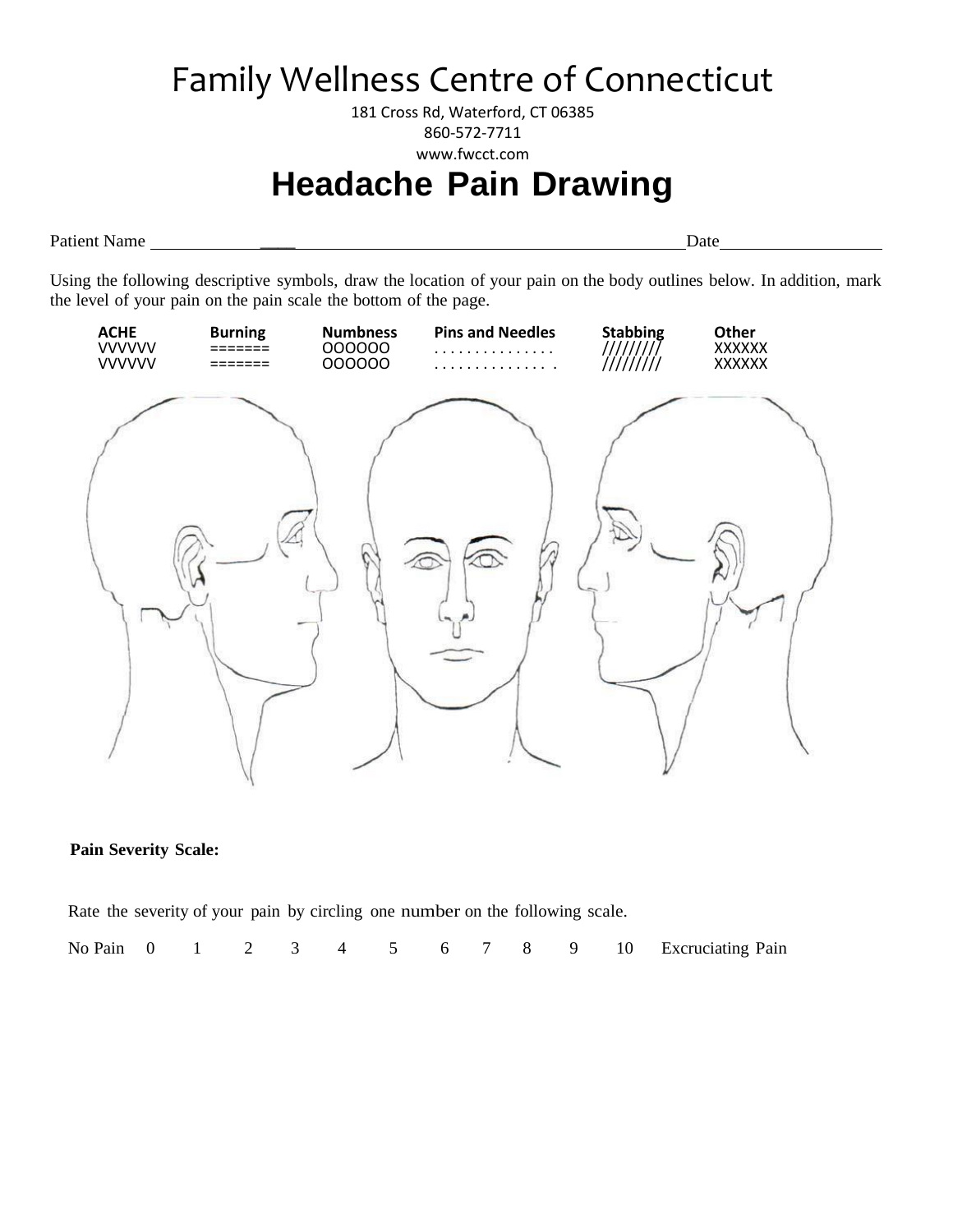# Family Wellness Centre of Connecticut

181 Cross Rd, Waterford, CT 06385
860-572-7711
www.fwcct.com

## Headache Pain Drawing

Patient Name ____________________________________________ Date __________________

Using the following descriptive symbols, draw the location of your pain on the body outlines below. In addition, mark the level of your pain on the pain scale the bottom of the page.

| ACHE | Burning | Numbness | Pins and Needles | Stabbing | Other |
|---|---|---|---|---|---|
| VVVVVV | ======= | OOOOOO | . . . . . . . . . . . . . . . | ///////// | XXXXXX |
| VVVVVV | ======= | OOOOOO | . . . . . . . . . . . . . . . | ///////// | XXXXXX |

**Pain Severity Scale:**

Rate the severity of your pain by circling one number on the following scale.

No Pain 0 1 2 3 4 5 6 7 8 9 10 Excruciating Pain